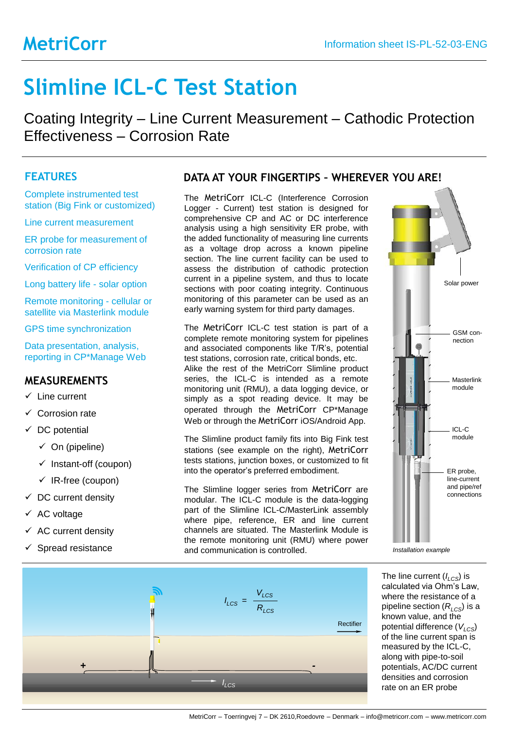MetriCorr

Information sheet IS-PL-52-03-ENG

# Slimline ICL-C Test Station

Coating Integrity – Line Current Measurement – Cathodic Protection Effectiveness – Corrosion Rate

## FEATURES

Complete instrumented test station (Big Fink or customized)

Line current measurement

ER probe for measurement of corrosion rate

Verification of CP efficiency

Long battery life - solar option

Remote monitoring - cellular or satellite via Masterlink module

GPS time synchronization

Data presentation, analysis, reporting in CP*Manage Web

## MEASUREMENTS

- ✓ Line current
- ✓ Corrosion rate
- ✓ DC potential
  - ✓ On (pipeline)
  - ✓ Instant-off (coupon)
  - ✓ IR-free (coupon)
- ✓ DC current density
- ✓ AC voltage
- ✓ AC current density
- ✓ Spread resistance

## DATA AT YOUR FINGERTIPS – WHEREVER YOU ARE!

The MetriCorr ICL-C (Interference Corrosion Logger - Current) test station is designed for comprehensive CP and AC or DC interference analysis using a high sensitivity ER probe, with the added functionality of measuring line currents as a voltage drop across a known pipeline section. The line current facility can be used to assess the distribution of cathodic protection current in a pipeline system, and thus to locate sections with poor coating integrity. Continuous monitoring of this parameter can be used as an early warning system for third party damages.

The MetriCorr ICL-C test station is part of a complete remote monitoring system for pipelines and associated components like T/R's, potential test stations, corrosion rate, critical bonds, etc. Alike the rest of the MetriCorr Slimline product series, the ICL-C is intended as a remote monitoring unit (RMU), a data logging device, or simply as a spot reading device. It may be operated through the MetriCorr CP*Manage Web or through the MetriCorr iOS/Android App.

The Slimline product family fits into Big Fink test stations (see example on the right), MetriCorr tests stations, junction boxes, or customized to fit into the operator's preferred embodiment.

The Slimline logger series from MetriCorr are modular. The ICL-C module is the data-logging part of the Slimline ICL-C/MasterLink assembly where pipe, reference, ER and line current channels are situated. The Masterlink Module is the remote monitoring unit (RMU) where power and communication is controlled.

Solar power

GSM connection

Masterlink module

ICL-C module

ER probe, line-current and pipe/ref connections

*Installation example*

$$I_{LCS} = \frac{V_{LCS}}{R_{LCS}}$$

Rectifier

+ -

$I_{LCS}$

The line current ($I_{LCS}$) is calculated via Ohm's Law, where the resistance of a pipeline section ($R_{LCS}$) is a known value, and the potential difference ($V_{LCS}$) of the line current span is measured by the ICL-C, along with pipe-to-soil potentials, AC/DC current densities and corrosion rate on an ER probe

MetriCorr – Toerringvej 7 – DK 2610,Roedovre – Denmark – info@metricorr.com – www.metricorr.com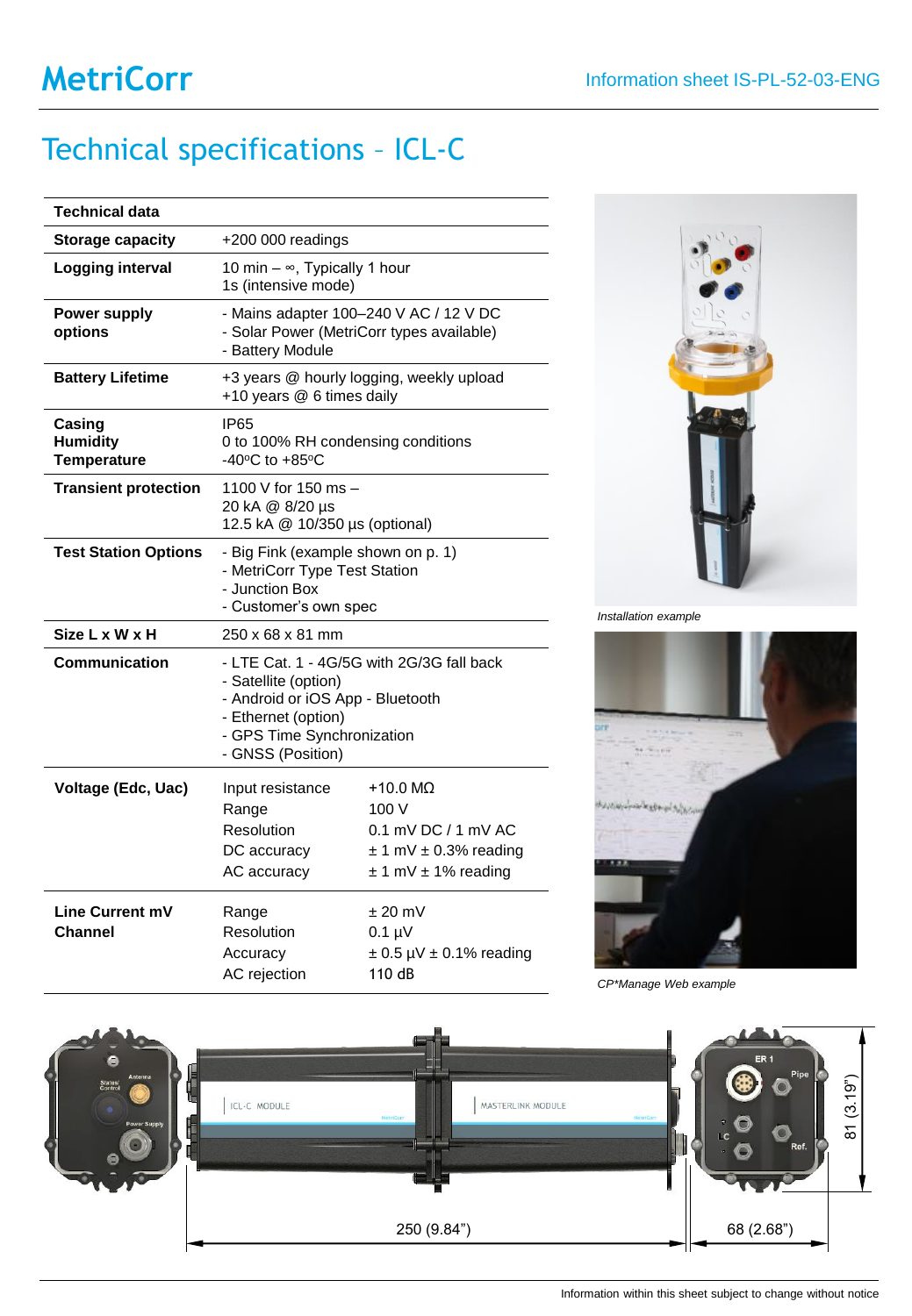# Technical specifications – ICL-C

| Technical data | | |
|---|---|---|
| **Storage capacity** | +200 000 readings | |
| **Logging interval** | 10 min – ∞, Typically 1 hour<br>1s (intensive mode) | |
| **Power supply options** | - Mains adapter 100–240 V AC / 12 V DC<br>- Solar Power (MetriCorr types available)<br>- Battery Module | |
| **Battery Lifetime** | +3 years @ hourly logging, weekly upload<br>+10 years @ 6 times daily | |
| **Casing**<br>**Humidity**<br>**Temperature** | IP65<br>0 to 100% RH condensing conditions<br>-40°C to +85°C | |
| **Transient protection** | 1100 V for 150 ms –<br>20 kA @ 8/20 µs<br>12.5 kA @ 10/350 µs (optional) | |
| **Test Station Options** | - Big Fink (example shown on p. 1)<br>- MetriCorr Type Test Station<br>- Junction Box<br>- Customer's own spec | |
| **Size L x W x H** | 250 x 68 x 81 mm | |
| **Communication** | - LTE Cat. 1 - 4G/5G with 2G/3G fall back<br>- Satellite (option)<br>- Android or iOS App - Bluetooth<br>- Ethernet (option)<br>- GPS Time Synchronization<br>- GNSS (Position) | |
| **Voltage (Edc, Uac)** | Input resistance<br>Range<br>Resolution<br>DC accuracy<br>AC accuracy | +10.0 MΩ<br>100 V<br>0.1 mV DC / 1 mV AC<br>± 1 mV ± 0.3% reading<br>± 1 mV ± 1% reading |
| **Line Current mV Channel** | Range<br>Resolution<br>Accuracy<br>AC rejection | ± 20 mV<br>0.1 µV<br>± 0.5 µV ± 0.1% reading<br>110 dB |

*Installation example*

*CP*Manage Web example*

ICL-C MODULE

MASTERLINK MODULE

250 (9.84")

68 (2.68")

81 (3.19")

Information within this sheet subject to change without notice